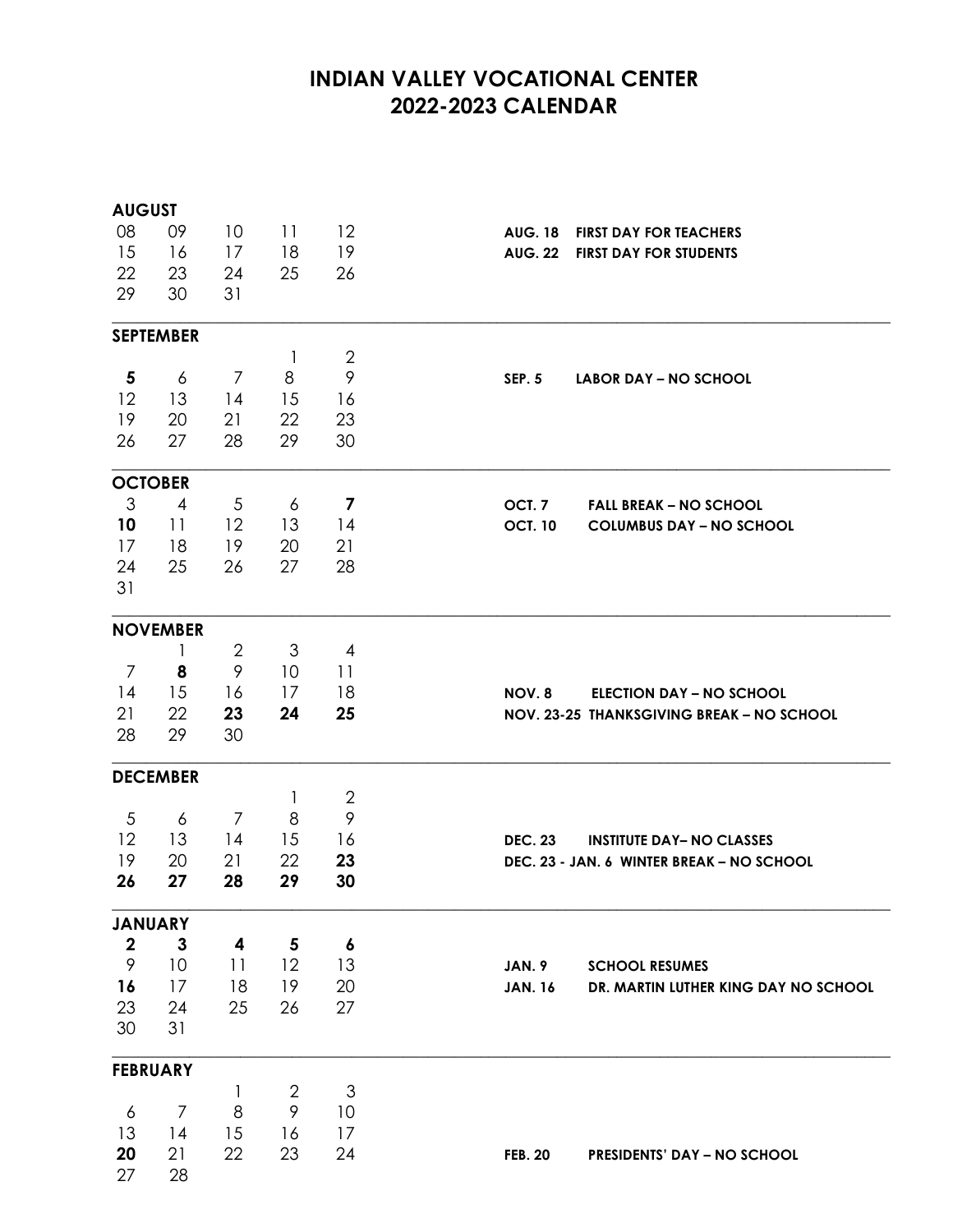# INDIAN VALLEY VOCATIONAL CENTER
# 2022-2023 CALENDAR

## AUGUST

| | | | | |
|---|---|---|---|---|
| 08 | 09 | 10 | 11 | 12 |
| 15 | 16 | 17 | 18 | 19 |
| 22 | 23 | 24 | 25 | 26 |
| 29 | 30 | 31 | | |

**AUG. 18 FIRST DAY FOR TEACHERS**
**AUG. 22 FIRST DAY FOR STUDENTS**

## SEPTEMBER

| | | | | |
|---|---|---|---|---|
| | | | 1 | 2 |
| **5** | 6 | 7 | 8 | 9 |
| 12 | 13 | 14 | 15 | 16 |
| 19 | 20 | 21 | 22 | 23 |
| 26 | 27 | 28 | 29 | 30 |

**SEP. 5 LABOR DAY – NO SCHOOL**

## OCTOBER

| | | | | |
|---|---|---|---|---|
| 3 | 4 | 5 | 6 | **7** |
| **10** | 11 | 12 | 13 | 14 |
| 17 | 18 | 19 | 20 | 21 |
| 24 | 25 | 26 | 27 | 28 |
| 31 | | | | |

**OCT. 7 FALL BREAK – NO SCHOOL**
**OCT. 10 COLUMBUS DAY – NO SCHOOL**

## NOVEMBER

| | | | | |
|---|---|---|---|---|
| | 1 | 2 | 3 | 4 |
| 7 | **8** | 9 | 10 | 11 |
| 14 | 15 | 16 | 17 | 18 |
| 21 | 22 | **23** | **24** | **25** |
| 28 | 29 | 30 | | |

**NOV. 8 ELECTION DAY – NO SCHOOL**
**NOV. 23-25 THANKSGIVING BREAK – NO SCHOOL**

## DECEMBER

| | | | | |
|---|---|---|---|---|
| | | | 1 | 2 |
| 5 | 6 | 7 | 8 | 9 |
| 12 | 13 | 14 | 15 | 16 |
| 19 | 20 | 21 | 22 | **23** |
| **26** | **27** | **28** | **29** | **30** |

**DEC. 23 INSTITUTE DAY– NO CLASSES**
**DEC. 23 - JAN. 6 WINTER BREAK – NO SCHOOL**

## JANUARY

| | | | | |
|---|---|---|---|---|
| **2** | **3** | **4** | **5** | **6** |
| 9 | 10 | 11 | 12 | 13 |
| **16** | 17 | 18 | 19 | 20 |
| 23 | 24 | 25 | 26 | 27 |
| 30 | 31 | | | |

**JAN. 9 SCHOOL RESUMES**
**JAN. 16 DR. MARTIN LUTHER KING DAY NO SCHOOL**

## FEBRUARY

| | | | | |
|---|---|---|---|---|
| | | 1 | 2 | 3 |
| 6 | 7 | 8 | 9 | 10 |
| 13 | 14 | 15 | 16 | 17 |
| **20** | 21 | 22 | 23 | 24 |
| 27 | 28 | | | |

**FEB. 20 PRESIDENTS' DAY – NO SCHOOL**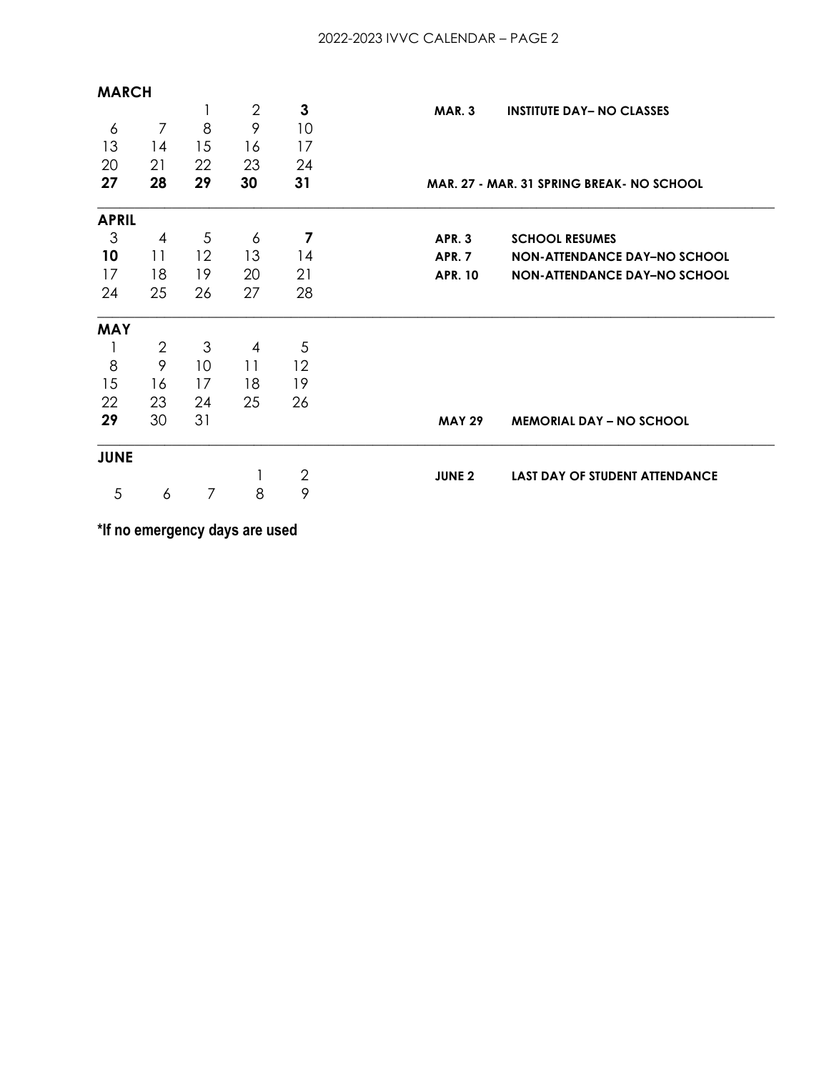## MARCH

| | | | | | | |
|---|---|---|---|---|---|---|
| | | 1 | 2 | **3** | **MAR. 3** | **INSTITUTE DAY– NO CLASSES** |
| 6 | 7 | 8 | 9 | 10 | | |
| 13 | 14 | 15 | 16 | 17 | | |
| 20 | 21 | 22 | 23 | 24 | | |
| **27** | **28** | **29** | **30** | **31** | **MAR. 27 - MAR. 31** | **SPRING BREAK- NO SCHOOL** |

## APRIL

| | | | | | | |
|---|---|---|---|---|---|---|
| 3 | 4 | 5 | 6 | **7** | **APR. 3** | **SCHOOL RESUMES** |
| **10** | 11 | 12 | 13 | 14 | **APR. 7** | **NON-ATTENDANCE DAY–NO SCHOOL** |
| 17 | 18 | 19 | 20 | 21 | **APR. 10** | **NON-ATTENDANCE DAY–NO SCHOOL** |
| 24 | 25 | 26 | 27 | 28 | | |

## MAY

| | | | | | | |
|---|---|---|---|---|---|---|
| 1 | 2 | 3 | 4 | 5 | | |
| 8 | 9 | 10 | 11 | 12 | | |
| 15 | 16 | 17 | 18 | 19 | | |
| 22 | 23 | 24 | 25 | 26 | | |
| **29** | 30 | 31 | | | **MAY 29** | **MEMORIAL DAY – NO SCHOOL** |

## JUNE

| | | | | | | |
|---|---|---|---|---|---|---|
| | | | 1 | 2 | **JUNE 2** | **LAST DAY OF STUDENT ATTENDANCE** |
| 5 | 6 | 7 | 8 | 9 | | |

**\*If no emergency days are used**